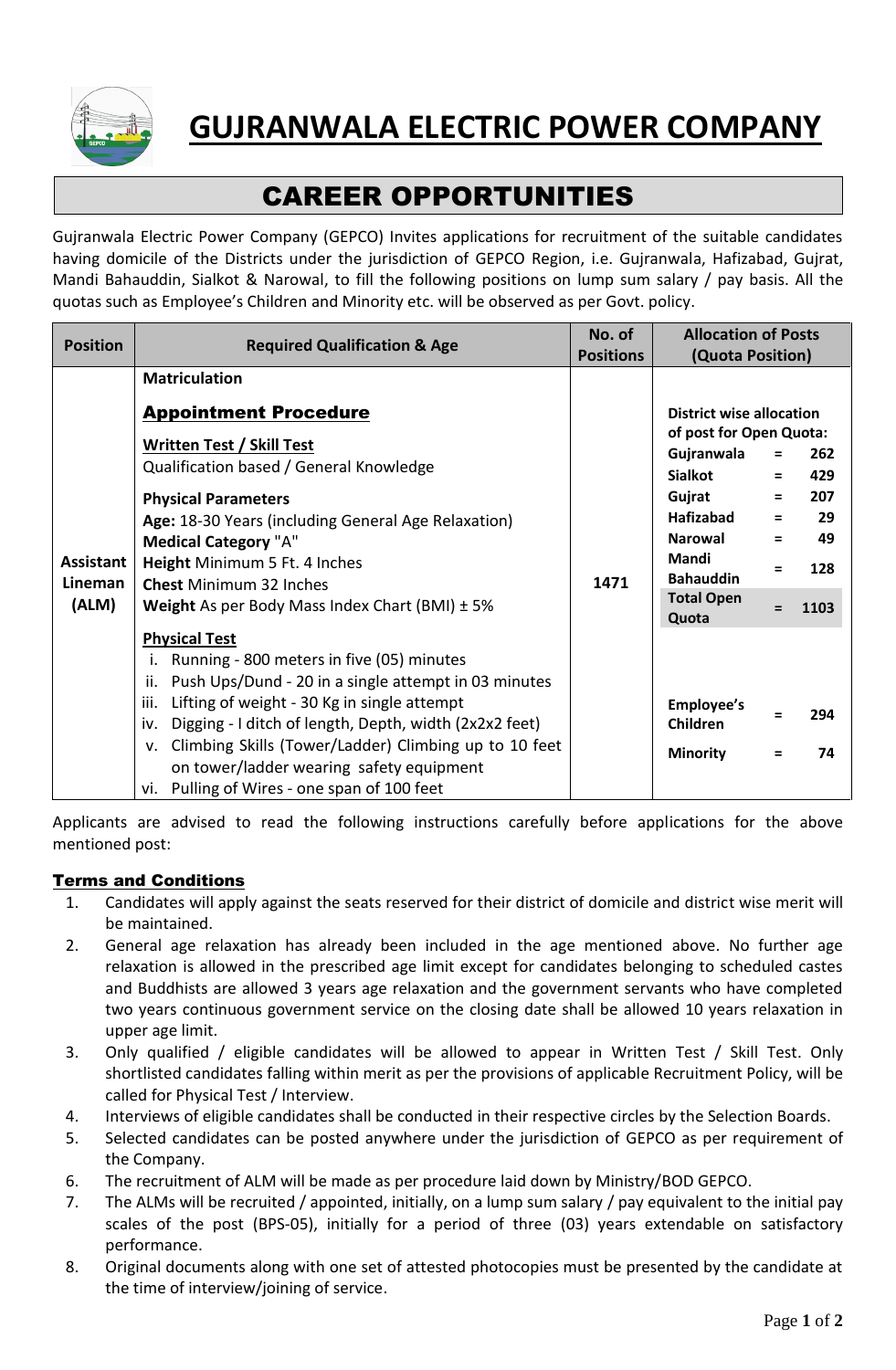# GUJRANWALA ELECTRIC POWER COMPANY

## CAREER OPPORTUNITIES

Gujranwala Electric Power Company (GEPCO) Invites applications for recruitment of the suitable candidates having domicile of the Districts under the jurisdiction of GEPCO Region, i.e. Gujranwala, Hafizabad, Gujrat, Mandi Bahauddin, Sialkot & Narowal, to fill the following positions on lump sum salary / pay basis. All the quotas such as Employee's Children and Minority etc. will be observed as per Govt. policy.

| Position | Required Qualification & Age | No. of Positions | Allocation of Posts (Quota Position) |
|---|---|---|---|
| **Assistant Lineman (ALM)** | **Matriculation**<br><br>**Appointment Procedure**<br><br>**Written Test / Skill Test**<br>Qualification based / General Knowledge<br><br>**Physical Parameters**<br>**Age:** 18-30 Years (including General Age Relaxation)<br>**Medical Category** "A"<br>**Height** Minimum 5 Ft. 4 Inches<br>**Chest** Minimum 32 Inches<br>**Weight** As per Body Mass Index Chart (BMI) ± 5%<br><br>**Physical Test**<br>i. Running - 800 meters in five (05) minutes<br>ii. Push Ups/Dund - 20 in a single attempt in 03 minutes<br>iii. Lifting of weight - 30 Kg in single attempt<br>iv. Digging - I ditch of length, Depth, width (2x2x2 feet)<br>v. Climbing Skills (Tower/Ladder) Climbing up to 10 feet on tower/ladder wearing safety equipment<br>vi. Pulling of Wires - one span of 100 feet | 1471 | **District wise allocation of post for Open Quota:**<br>**Gujranwala** = **262**<br>**Sialkot** = **429**<br>**Gujrat** = **207**<br>**Hafizabad** = **29**<br>**Narowal** = **49**<br>**Mandi Bahauddin** = **128**<br>**Total Open Quota** = **1103**<br><br>**Employee's Children** = **294**<br>**Minority** = **74** |

Applicants are advised to read the following instructions carefully before applications for the above mentioned post:

### Terms and Conditions

1. Candidates will apply against the seats reserved for their district of domicile and district wise merit will be maintained.
2. General age relaxation has already been included in the age mentioned above. No further age relaxation is allowed in the prescribed age limit except for candidates belonging to scheduled castes and Buddhists are allowed 3 years age relaxation and the government servants who have completed two years continuous government service on the closing date shall be allowed 10 years relaxation in upper age limit.
3. Only qualified / eligible candidates will be allowed to appear in Written Test / Skill Test. Only shortlisted candidates falling within merit as per the provisions of applicable Recruitment Policy, will be called for Physical Test / Interview.
4. Interviews of eligible candidates shall be conducted in their respective circles by the Selection Boards.
5. Selected candidates can be posted anywhere under the jurisdiction of GEPCO as per requirement of the Company.
6. The recruitment of ALM will be made as per procedure laid down by Ministry/BOD GEPCO.
7. The ALMs will be recruited / appointed, initially, on a lump sum salary / pay equivalent to the initial pay scales of the post (BPS-05), initially for a period of three (03) years extendable on satisfactory performance.
8. Original documents along with one set of attested photocopies must be presented by the candidate at the time of interview/joining of service.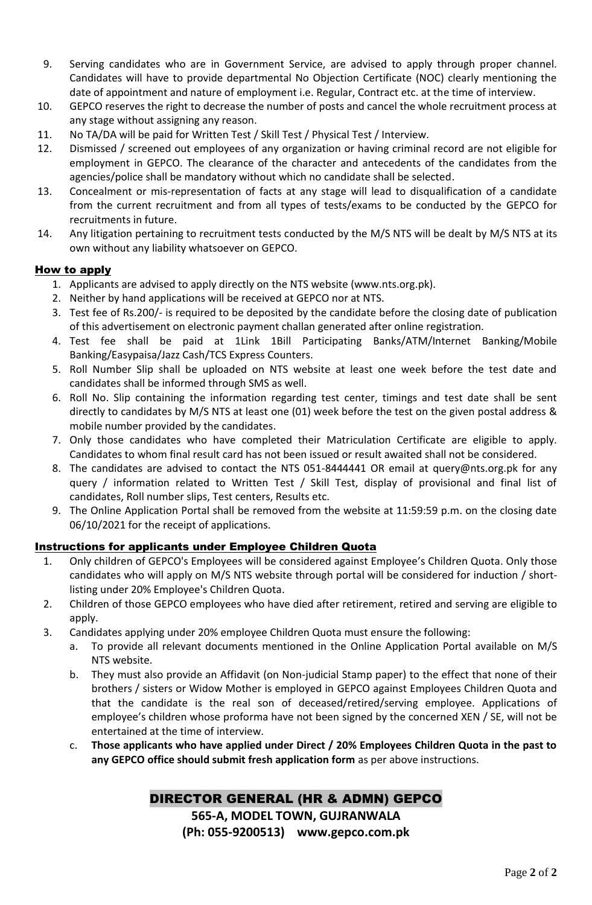9. Serving candidates who are in Government Service, are advised to apply through proper channel. Candidates will have to provide departmental No Objection Certificate (NOC) clearly mentioning the date of appointment and nature of employment i.e. Regular, Contract etc. at the time of interview.
10. GEPCO reserves the right to decrease the number of posts and cancel the whole recruitment process at any stage without assigning any reason.
11. No TA/DA will be paid for Written Test / Skill Test / Physical Test / Interview.
12. Dismissed / screened out employees of any organization or having criminal record are not eligible for employment in GEPCO. The clearance of the character and antecedents of the candidates from the agencies/police shall be mandatory without which no candidate shall be selected.
13. Concealment or mis-representation of facts at any stage will lead to disqualification of a candidate from the current recruitment and from all types of tests/exams to be conducted by the GEPCO for recruitments in future.
14. Any litigation pertaining to recruitment tests conducted by the M/S NTS will be dealt by M/S NTS at its own without any liability whatsoever on GEPCO.

## How to apply

1. Applicants are advised to apply directly on the NTS website (www.nts.org.pk).
2. Neither by hand applications will be received at GEPCO nor at NTS.
3. Test fee of Rs.200/- is required to be deposited by the candidate before the closing date of publication of this advertisement on electronic payment challan generated after online registration.
4. Test fee shall be paid at 1Link 1Bill Participating Banks/ATM/Internet Banking/Mobile Banking/Easypaisa/Jazz Cash/TCS Express Counters.
5. Roll Number Slip shall be uploaded on NTS website at least one week before the test date and candidates shall be informed through SMS as well.
6. Roll No. Slip containing the information regarding test center, timings and test date shall be sent directly to candidates by M/S NTS at least one (01) week before the test on the given postal address & mobile number provided by the candidates.
7. Only those candidates who have completed their Matriculation Certificate are eligible to apply. Candidates to whom final result card has not been issued or result awaited shall not be considered.
8. The candidates are advised to contact the NTS 051-8444441 OR email at query@nts.org.pk for any query / information related to Written Test / Skill Test, display of provisional and final list of candidates, Roll number slips, Test centers, Results etc.
9. The Online Application Portal shall be removed from the website at 11:59:59 p.m. on the closing date 06/10/2021 for the receipt of applications.

## Instructions for applicants under Employee Children Quota

1. Only children of GEPCO's Employees will be considered against Employee's Children Quota. Only those candidates who will apply on M/S NTS website through portal will be considered for induction / short-listing under 20% Employee's Children Quota.
2. Children of those GEPCO employees who have died after retirement, retired and serving are eligible to apply.
3. Candidates applying under 20% employee Children Quota must ensure the following:
   a. To provide all relevant documents mentioned in the Online Application Portal available on M/S NTS website.
   b. They must also provide an Affidavit (on Non-judicial Stamp paper) to the effect that none of their brothers / sisters or Widow Mother is employed in GEPCO against Employees Children Quota and that the candidate is the real son of deceased/retired/serving employee. Applications of employee's children whose proforma have not been signed by the concerned XEN / SE, will not be entertained at the time of interview.
   c. **Those applicants who have applied under Direct / 20% Employees Children Quota in the past to any GEPCO office should submit fresh application form** as per above instructions.

**DIRECTOR GENERAL (HR & ADMN) GEPCO**

**565-A, MODEL TOWN, GUJRANWALA**

**(Ph: 055-9200513) www.gepco.com.pk**